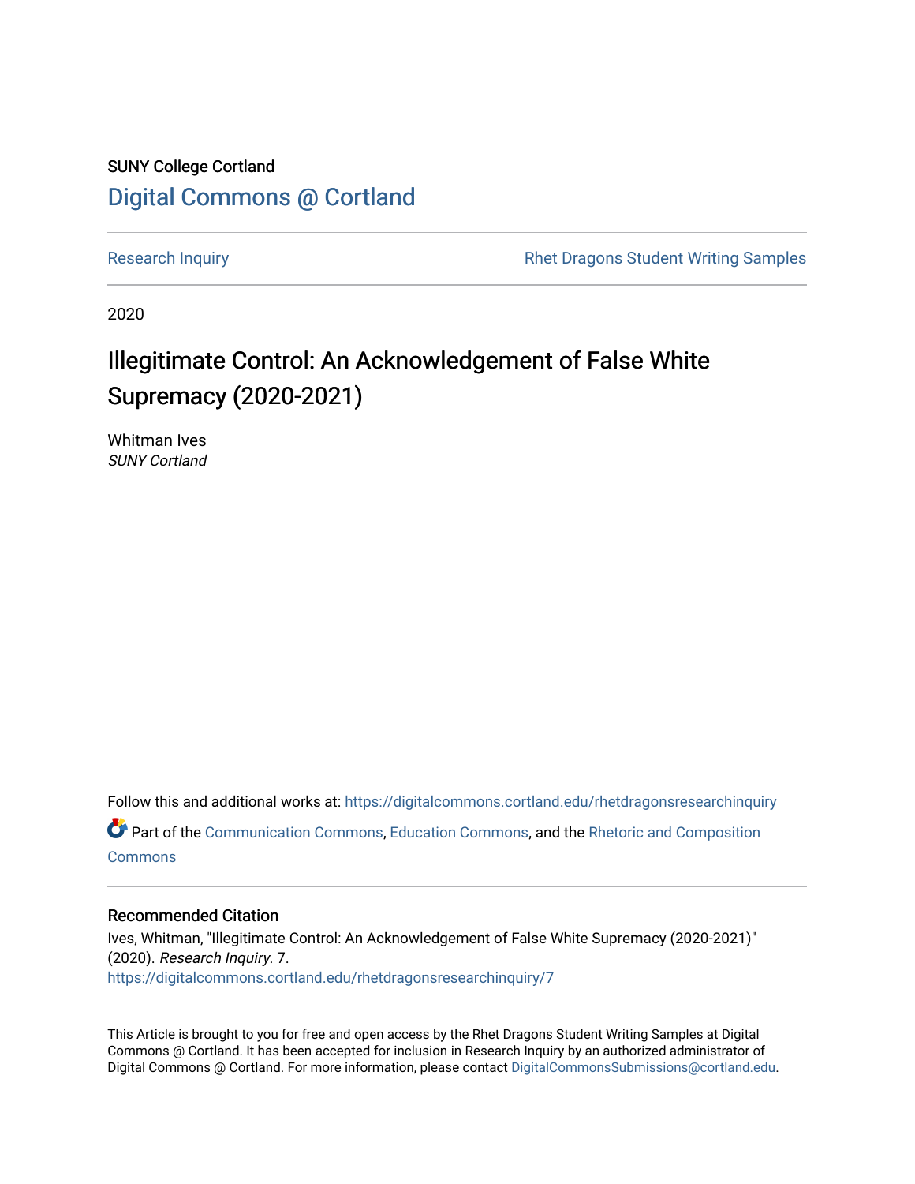SUNY College Cortland

Digital Commons @ Cortland

Research Inquiry

Rhet Dragons Student Writing Samples

2020

# Illegitimate Control: An Acknowledgement of False White Supremacy (2020-2021)

Whitman Ives
*SUNY Cortland*

Follow this and additional works at: https://digitalcommons.cortland.edu/rhetdragonsresearchinquiry

Part of the Communication Commons, Education Commons, and the Rhetoric and Composition Commons

### Recommended Citation

Ives, Whitman, "Illegitimate Control: An Acknowledgement of False White Supremacy (2020-2021)" (2020). *Research Inquiry*. 7.
https://digitalcommons.cortland.edu/rhetdragonsresearchinquiry/7

This Article is brought to you for free and open access by the Rhet Dragons Student Writing Samples at Digital Commons @ Cortland. It has been accepted for inclusion in Research Inquiry by an authorized administrator of Digital Commons @ Cortland. For more information, please contact DigitalCommonsSubmissions@cortland.edu.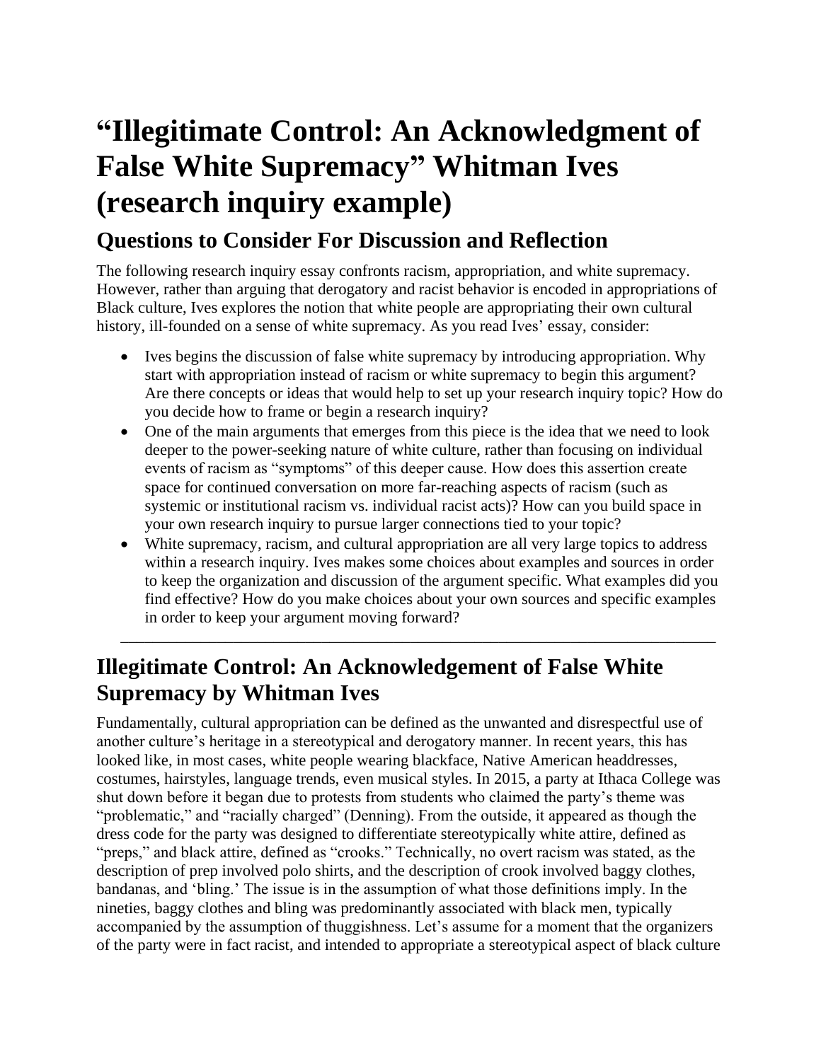# "Illegitimate Control: An Acknowledgment of False White Supremacy" Whitman Ives (research inquiry example)

## Questions to Consider For Discussion and Reflection

The following research inquiry essay confronts racism, appropriation, and white supremacy. However, rather than arguing that derogatory and racist behavior is encoded in appropriations of Black culture, Ives explores the notion that white people are appropriating their own cultural history, ill-founded on a sense of white supremacy. As you read Ives' essay, consider:

- Ives begins the discussion of false white supremacy by introducing appropriation. Why start with appropriation instead of racism or white supremacy to begin this argument? Are there concepts or ideas that would help to set up your research inquiry topic? How do you decide how to frame or begin a research inquiry?
- One of the main arguments that emerges from this piece is the idea that we need to look deeper to the power-seeking nature of white culture, rather than focusing on individual events of racism as "symptoms" of this deeper cause. How does this assertion create space for continued conversation on more far-reaching aspects of racism (such as systemic or institutional racism vs. individual racist acts)? How can you build space in your own research inquiry to pursue larger connections tied to your topic?
- White supremacy, racism, and cultural appropriation are all very large topics to address within a research inquiry. Ives makes some choices about examples and sources in order to keep the organization and discussion of the argument specific. What examples did you find effective? How do you make choices about your own sources and specific examples in order to keep your argument moving forward?

---

## Illegitimate Control: An Acknowledgement of False White Supremacy by Whitman Ives

Fundamentally, cultural appropriation can be defined as the unwanted and disrespectful use of another culture's heritage in a stereotypical and derogatory manner. In recent years, this has looked like, in most cases, white people wearing blackface, Native American headdresses, costumes, hairstyles, language trends, even musical styles. In 2015, a party at Ithaca College was shut down before it began due to protests from students who claimed the party's theme was "problematic," and "racially charged" (Denning). From the outside, it appeared as though the dress code for the party was designed to differentiate stereotypically white attire, defined as "preps," and black attire, defined as "crooks." Technically, no overt racism was stated, as the description of prep involved polo shirts, and the description of crook involved baggy clothes, bandanas, and 'bling.' The issue is in the assumption of what those definitions imply. In the nineties, baggy clothes and bling was predominantly associated with black men, typically accompanied by the assumption of thuggishness. Let's assume for a moment that the organizers of the party were in fact racist, and intended to appropriate a stereotypical aspect of black culture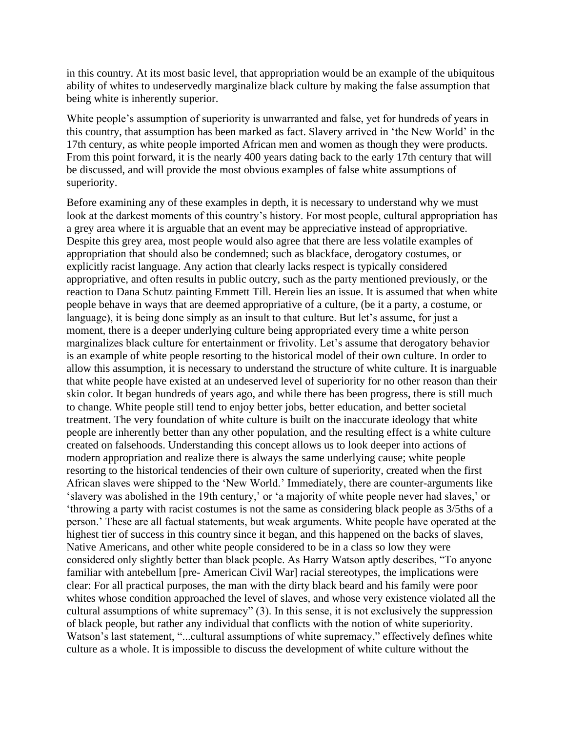in this country. At its most basic level, that appropriation would be an example of the ubiquitous ability of whites to undeservedly marginalize black culture by making the false assumption that being white is inherently superior.

White people's assumption of superiority is unwarranted and false, yet for hundreds of years in this country, that assumption has been marked as fact. Slavery arrived in 'the New World' in the 17th century, as white people imported African men and women as though they were products. From this point forward, it is the nearly 400 years dating back to the early 17th century that will be discussed, and will provide the most obvious examples of false white assumptions of superiority.

Before examining any of these examples in depth, it is necessary to understand why we must look at the darkest moments of this country's history. For most people, cultural appropriation has a grey area where it is arguable that an event may be appreciative instead of appropriative. Despite this grey area, most people would also agree that there are less volatile examples of appropriation that should also be condemned; such as blackface, derogatory costumes, or explicitly racist language. Any action that clearly lacks respect is typically considered appropriative, and often results in public outcry, such as the party mentioned previously, or the reaction to Dana Schutz painting Emmett Till. Herein lies an issue. It is assumed that when white people behave in ways that are deemed appropriative of a culture, (be it a party, a costume, or language), it is being done simply as an insult to that culture. But let's assume, for just a moment, there is a deeper underlying culture being appropriated every time a white person marginalizes black culture for entertainment or frivolity. Let's assume that derogatory behavior is an example of white people resorting to the historical model of their own culture. In order to allow this assumption, it is necessary to understand the structure of white culture. It is inarguable that white people have existed at an undeserved level of superiority for no other reason than their skin color. It began hundreds of years ago, and while there has been progress, there is still much to change. White people still tend to enjoy better jobs, better education, and better societal treatment. The very foundation of white culture is built on the inaccurate ideology that white people are inherently better than any other population, and the resulting effect is a white culture created on falsehoods. Understanding this concept allows us to look deeper into actions of modern appropriation and realize there is always the same underlying cause; white people resorting to the historical tendencies of their own culture of superiority, created when the first African slaves were shipped to the 'New World.' Immediately, there are counter-arguments like 'slavery was abolished in the 19th century,' or 'a majority of white people never had slaves,' or 'throwing a party with racist costumes is not the same as considering black people as 3/5ths of a person.' These are all factual statements, but weak arguments. White people have operated at the highest tier of success in this country since it began, and this happened on the backs of slaves, Native Americans, and other white people considered to be in a class so low they were considered only slightly better than black people. As Harry Watson aptly describes, "To anyone familiar with antebellum [pre- American Civil War] racial stereotypes, the implications were clear: For all practical purposes, the man with the dirty black beard and his family were poor whites whose condition approached the level of slaves, and whose very existence violated all the cultural assumptions of white supremacy" (3). In this sense, it is not exclusively the suppression of black people, but rather any individual that conflicts with the notion of white superiority. Watson's last statement, "...cultural assumptions of white supremacy," effectively defines white culture as a whole. It is impossible to discuss the development of white culture without the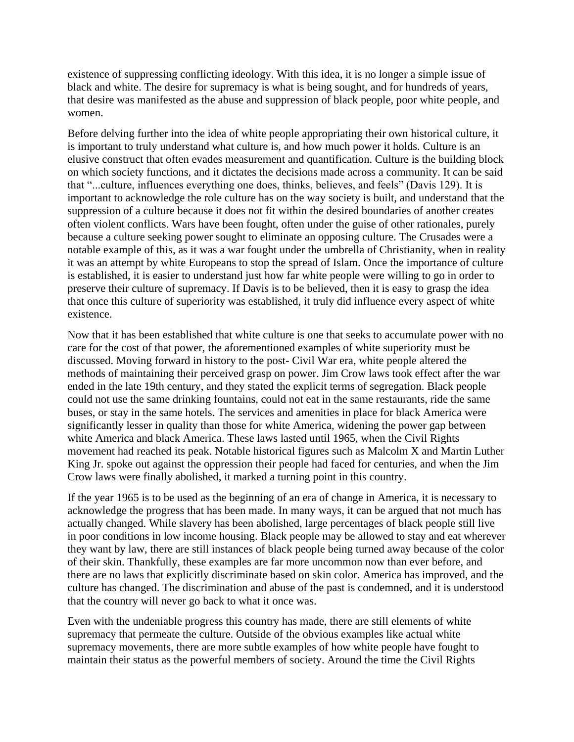existence of suppressing conflicting ideology. With this idea, it is no longer a simple issue of black and white. The desire for supremacy is what is being sought, and for hundreds of years, that desire was manifested as the abuse and suppression of black people, poor white people, and women.

Before delving further into the idea of white people appropriating their own historical culture, it is important to truly understand what culture is, and how much power it holds. Culture is an elusive construct that often evades measurement and quantification. Culture is the building block on which society functions, and it dictates the decisions made across a community. It can be said that "...culture, influences everything one does, thinks, believes, and feels" (Davis 129). It is important to acknowledge the role culture has on the way society is built, and understand that the suppression of a culture because it does not fit within the desired boundaries of another creates often violent conflicts. Wars have been fought, often under the guise of other rationales, purely because a culture seeking power sought to eliminate an opposing culture. The Crusades were a notable example of this, as it was a war fought under the umbrella of Christianity, when in reality it was an attempt by white Europeans to stop the spread of Islam. Once the importance of culture is established, it is easier to understand just how far white people were willing to go in order to preserve their culture of supremacy. If Davis is to be believed, then it is easy to grasp the idea that once this culture of superiority was established, it truly did influence every aspect of white existence.

Now that it has been established that white culture is one that seeks to accumulate power with no care for the cost of that power, the aforementioned examples of white superiority must be discussed. Moving forward in history to the post- Civil War era, white people altered the methods of maintaining their perceived grasp on power. Jim Crow laws took effect after the war ended in the late 19th century, and they stated the explicit terms of segregation. Black people could not use the same drinking fountains, could not eat in the same restaurants, ride the same buses, or stay in the same hotels. The services and amenities in place for black America were significantly lesser in quality than those for white America, widening the power gap between white America and black America. These laws lasted until 1965, when the Civil Rights movement had reached its peak. Notable historical figures such as Malcolm X and Martin Luther King Jr. spoke out against the oppression their people had faced for centuries, and when the Jim Crow laws were finally abolished, it marked a turning point in this country.

If the year 1965 is to be used as the beginning of an era of change in America, it is necessary to acknowledge the progress that has been made. In many ways, it can be argued that not much has actually changed. While slavery has been abolished, large percentages of black people still live in poor conditions in low income housing. Black people may be allowed to stay and eat wherever they want by law, there are still instances of black people being turned away because of the color of their skin. Thankfully, these examples are far more uncommon now than ever before, and there are no laws that explicitly discriminate based on skin color. America has improved, and the culture has changed. The discrimination and abuse of the past is condemned, and it is understood that the country will never go back to what it once was.

Even with the undeniable progress this country has made, there are still elements of white supremacy that permeate the culture. Outside of the obvious examples like actual white supremacy movements, there are more subtle examples of how white people have fought to maintain their status as the powerful members of society. Around the time the Civil Rights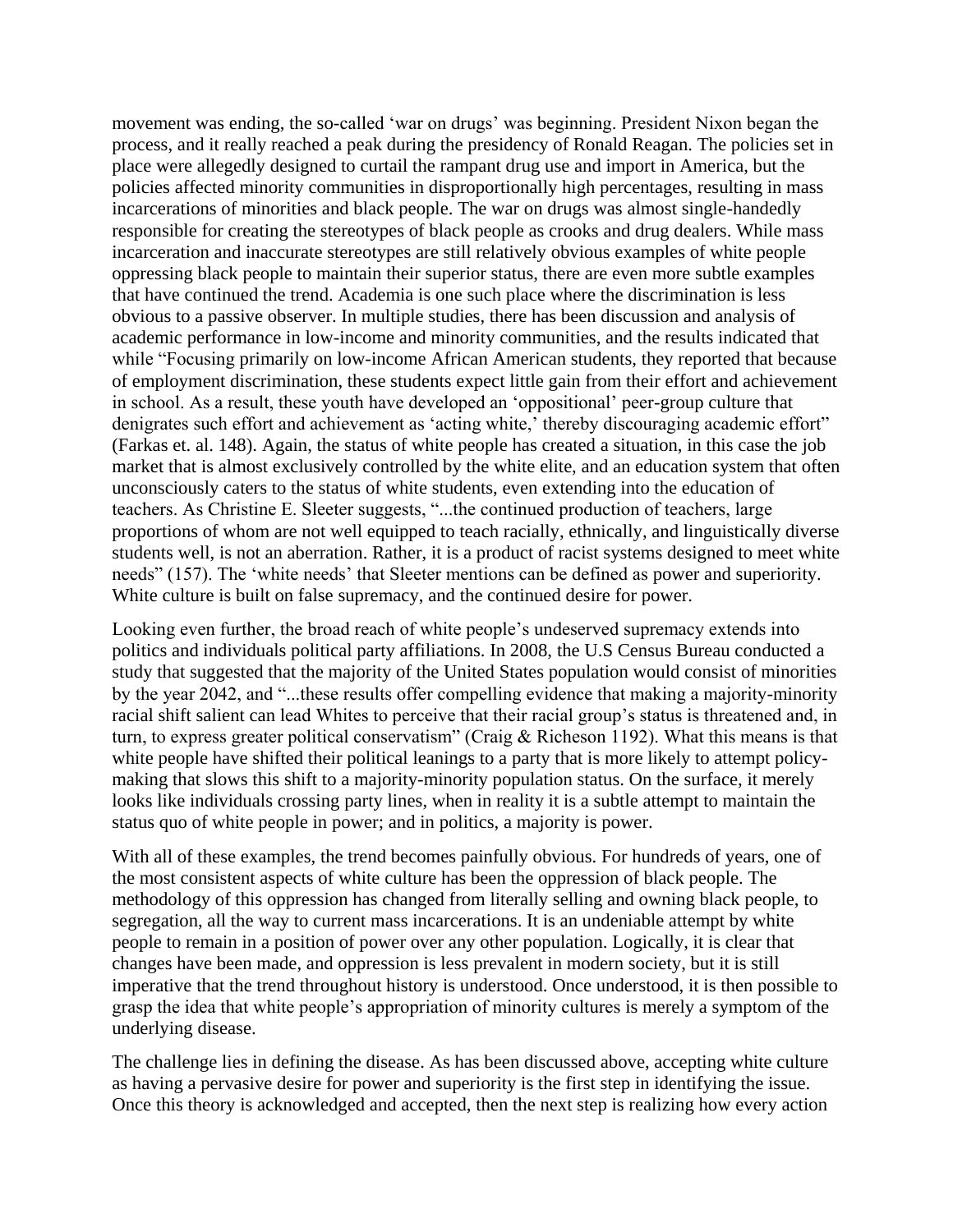movement was ending, the so-called 'war on drugs' was beginning. President Nixon began the process, and it really reached a peak during the presidency of Ronald Reagan. The policies set in place were allegedly designed to curtail the rampant drug use and import in America, but the policies affected minority communities in disproportionally high percentages, resulting in mass incarcerations of minorities and black people. The war on drugs was almost single-handedly responsible for creating the stereotypes of black people as crooks and drug dealers. While mass incarceration and inaccurate stereotypes are still relatively obvious examples of white people oppressing black people to maintain their superior status, there are even more subtle examples that have continued the trend. Academia is one such place where the discrimination is less obvious to a passive observer. In multiple studies, there has been discussion and analysis of academic performance in low-income and minority communities, and the results indicated that while "Focusing primarily on low-income African American students, they reported that because of employment discrimination, these students expect little gain from their effort and achievement in school. As a result, these youth have developed an 'oppositional' peer-group culture that denigrates such effort and achievement as 'acting white,' thereby discouraging academic effort" (Farkas et. al. 148). Again, the status of white people has created a situation, in this case the job market that is almost exclusively controlled by the white elite, and an education system that often unconsciously caters to the status of white students, even extending into the education of teachers. As Christine E. Sleeter suggests, "...the continued production of teachers, large proportions of whom are not well equipped to teach racially, ethnically, and linguistically diverse students well, is not an aberration. Rather, it is a product of racist systems designed to meet white needs" (157). The 'white needs' that Sleeter mentions can be defined as power and superiority. White culture is built on false supremacy, and the continued desire for power.

Looking even further, the broad reach of white people's undeserved supremacy extends into politics and individuals political party affiliations. In 2008, the U.S Census Bureau conducted a study that suggested that the majority of the United States population would consist of minorities by the year 2042, and "...these results offer compelling evidence that making a majority-minority racial shift salient can lead Whites to perceive that their racial group's status is threatened and, in turn, to express greater political conservatism" (Craig & Richeson 1192). What this means is that white people have shifted their political leanings to a party that is more likely to attempt policy-making that slows this shift to a majority-minority population status. On the surface, it merely looks like individuals crossing party lines, when in reality it is a subtle attempt to maintain the status quo of white people in power; and in politics, a majority is power.

With all of these examples, the trend becomes painfully obvious. For hundreds of years, one of the most consistent aspects of white culture has been the oppression of black people. The methodology of this oppression has changed from literally selling and owning black people, to segregation, all the way to current mass incarcerations. It is an undeniable attempt by white people to remain in a position of power over any other population. Logically, it is clear that changes have been made, and oppression is less prevalent in modern society, but it is still imperative that the trend throughout history is understood. Once understood, it is then possible to grasp the idea that white people's appropriation of minority cultures is merely a symptom of the underlying disease.

The challenge lies in defining the disease. As has been discussed above, accepting white culture as having a pervasive desire for power and superiority is the first step in identifying the issue. Once this theory is acknowledged and accepted, then the next step is realizing how every action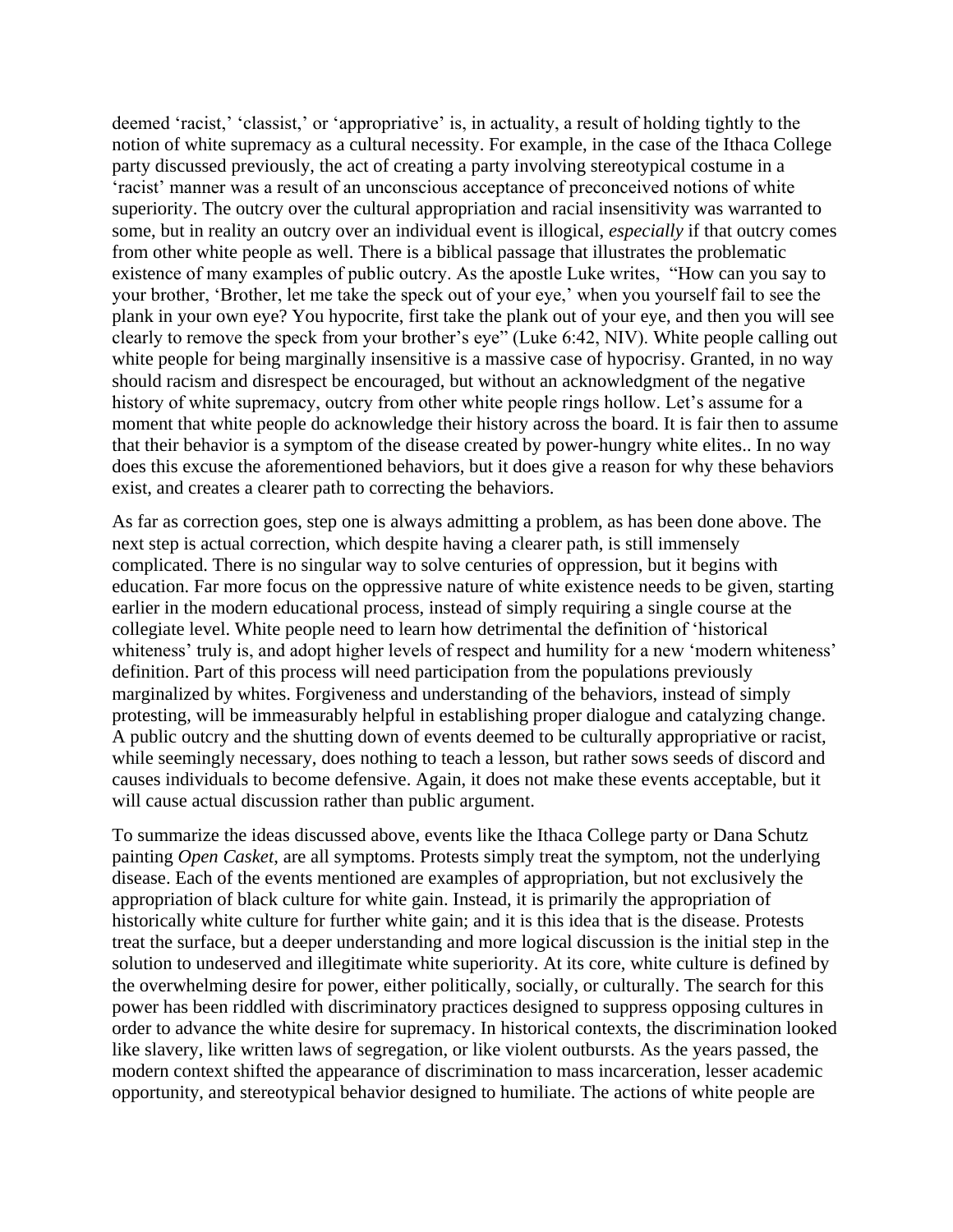deemed 'racist,' 'classist,' or 'appropriative' is, in actuality, a result of holding tightly to the notion of white supremacy as a cultural necessity. For example, in the case of the Ithaca College party discussed previously, the act of creating a party involving stereotypical costume in a 'racist' manner was a result of an unconscious acceptance of preconceived notions of white superiority. The outcry over the cultural appropriation and racial insensitivity was warranted to some, but in reality an outcry over an individual event is illogical, *especially* if that outcry comes from other white people as well. There is a biblical passage that illustrates the problematic existence of many examples of public outcry. As the apostle Luke writes, "How can you say to your brother, 'Brother, let me take the speck out of your eye,' when you yourself fail to see the plank in your own eye? You hypocrite, first take the plank out of your eye, and then you will see clearly to remove the speck from your brother's eye" (Luke 6:42, NIV). White people calling out white people for being marginally insensitive is a massive case of hypocrisy. Granted, in no way should racism and disrespect be encouraged, but without an acknowledgment of the negative history of white supremacy, outcry from other white people rings hollow. Let's assume for a moment that white people do acknowledge their history across the board. It is fair then to assume that their behavior is a symptom of the disease created by power-hungry white elites.. In no way does this excuse the aforementioned behaviors, but it does give a reason for why these behaviors exist, and creates a clearer path to correcting the behaviors.

As far as correction goes, step one is always admitting a problem, as has been done above. The next step is actual correction, which despite having a clearer path, is still immensely complicated. There is no singular way to solve centuries of oppression, but it begins with education. Far more focus on the oppressive nature of white existence needs to be given, starting earlier in the modern educational process, instead of simply requiring a single course at the collegiate level. White people need to learn how detrimental the definition of 'historical whiteness' truly is, and adopt higher levels of respect and humility for a new 'modern whiteness' definition. Part of this process will need participation from the populations previously marginalized by whites. Forgiveness and understanding of the behaviors, instead of simply protesting, will be immeasurably helpful in establishing proper dialogue and catalyzing change. A public outcry and the shutting down of events deemed to be culturally appropriative or racist, while seemingly necessary, does nothing to teach a lesson, but rather sows seeds of discord and causes individuals to become defensive. Again, it does not make these events acceptable, but it will cause actual discussion rather than public argument.

To summarize the ideas discussed above, events like the Ithaca College party or Dana Schutz painting *Open Casket*, are all symptoms. Protests simply treat the symptom, not the underlying disease. Each of the events mentioned are examples of appropriation, but not exclusively the appropriation of black culture for white gain. Instead, it is primarily the appropriation of historically white culture for further white gain; and it is this idea that is the disease. Protests treat the surface, but a deeper understanding and more logical discussion is the initial step in the solution to undeserved and illegitimate white superiority. At its core, white culture is defined by the overwhelming desire for power, either politically, socially, or culturally. The search for this power has been riddled with discriminatory practices designed to suppress opposing cultures in order to advance the white desire for supremacy. In historical contexts, the discrimination looked like slavery, like written laws of segregation, or like violent outbursts. As the years passed, the modern context shifted the appearance of discrimination to mass incarceration, lesser academic opportunity, and stereotypical behavior designed to humiliate. The actions of white people are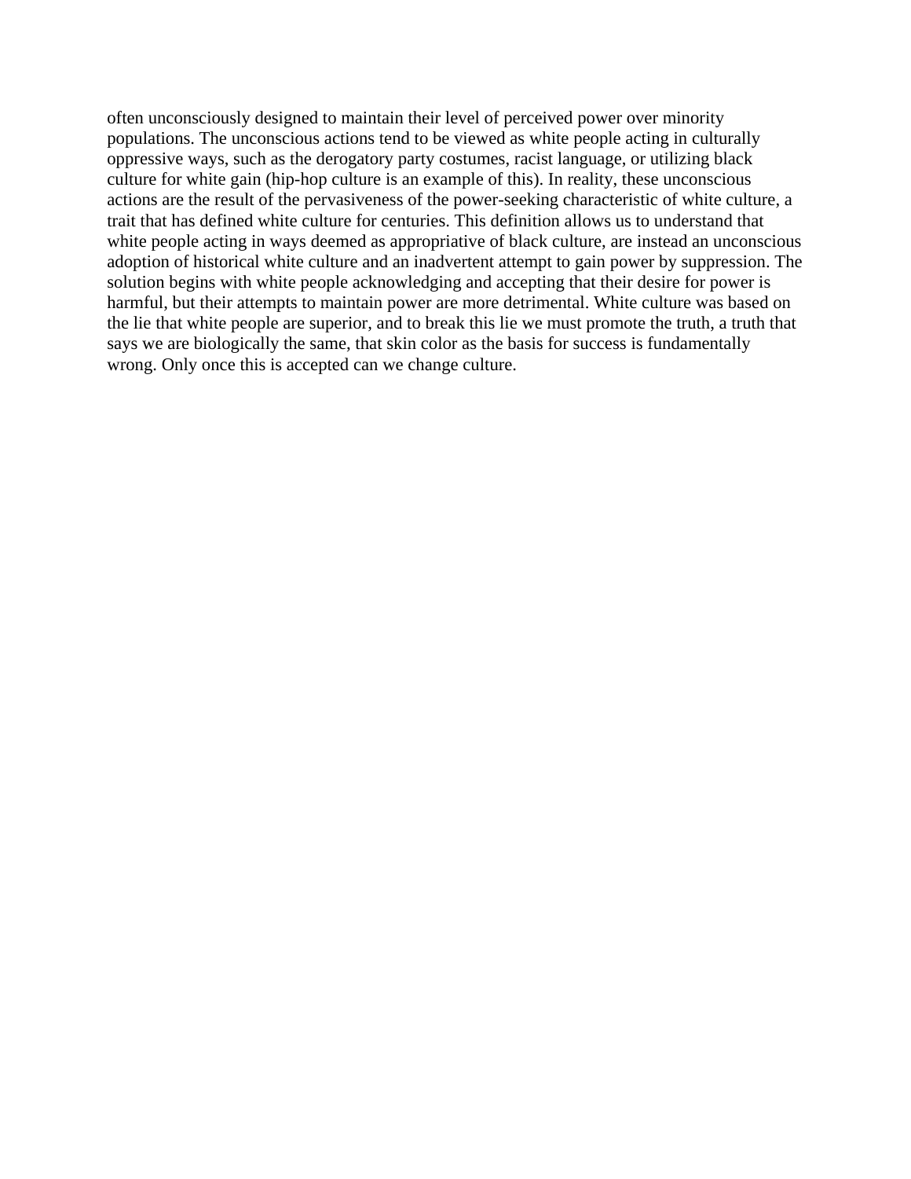often unconsciously designed to maintain their level of perceived power over minority populations. The unconscious actions tend to be viewed as white people acting in culturally oppressive ways, such as the derogatory party costumes, racist language, or utilizing black culture for white gain (hip-hop culture is an example of this). In reality, these unconscious actions are the result of the pervasiveness of the power-seeking characteristic of white culture, a trait that has defined white culture for centuries. This definition allows us to understand that white people acting in ways deemed as appropriative of black culture, are instead an unconscious adoption of historical white culture and an inadvertent attempt to gain power by suppression. The solution begins with white people acknowledging and accepting that their desire for power is harmful, but their attempts to maintain power are more detrimental. White culture was based on the lie that white people are superior, and to break this lie we must promote the truth, a truth that says we are biologically the same, that skin color as the basis for success is fundamentally wrong. Only once this is accepted can we change culture.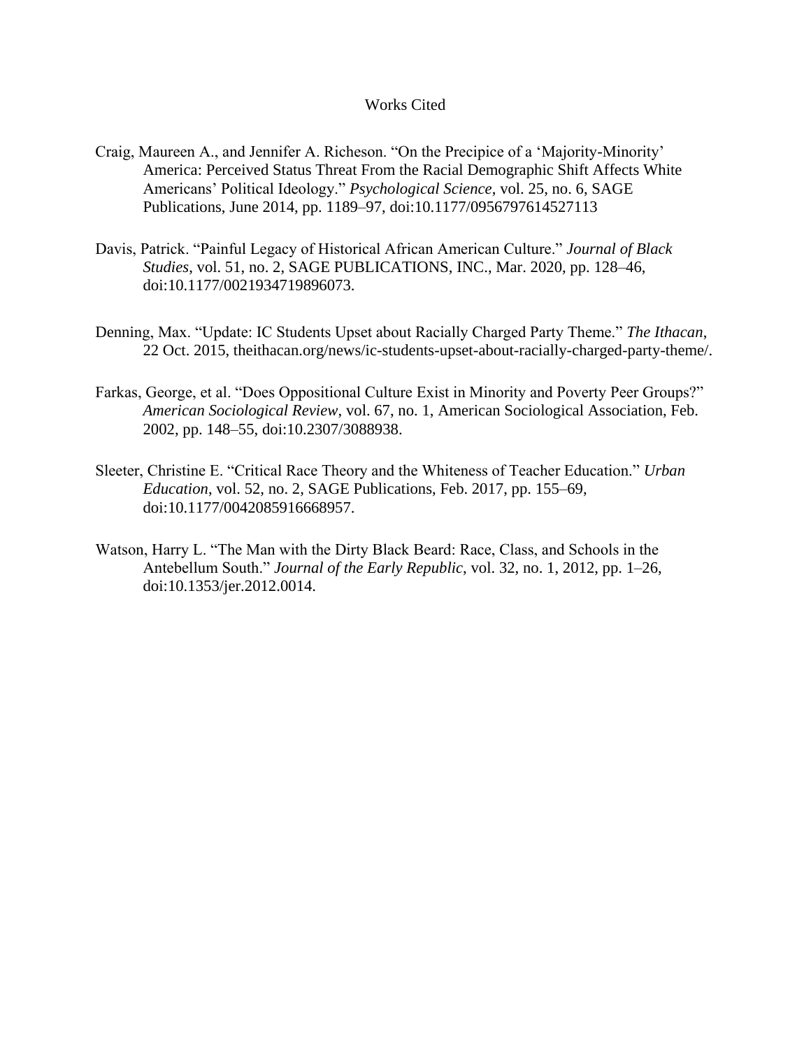# Works Cited

Craig, Maureen A., and Jennifer A. Richeson. "On the Precipice of a 'Majority-Minority' America: Perceived Status Threat From the Racial Demographic Shift Affects White Americans' Political Ideology." *Psychological Science*, vol. 25, no. 6, SAGE Publications, June 2014, pp. 1189–97, doi:10.1177/0956797614527113

Davis, Patrick. "Painful Legacy of Historical African American Culture." *Journal of Black Studies*, vol. 51, no. 2, SAGE PUBLICATIONS, INC., Mar. 2020, pp. 128–46, doi:10.1177/0021934719896073.

Denning, Max. "Update: IC Students Upset about Racially Charged Party Theme." *The Ithacan*, 22 Oct. 2015, theithacan.org/news/ic-students-upset-about-racially-charged-party-theme/.

Farkas, George, et al. "Does Oppositional Culture Exist in Minority and Poverty Peer Groups?" *American Sociological Review*, vol. 67, no. 1, American Sociological Association, Feb. 2002, pp. 148–55, doi:10.2307/3088938.

Sleeter, Christine E. "Critical Race Theory and the Whiteness of Teacher Education." *Urban Education*, vol. 52, no. 2, SAGE Publications, Feb. 2017, pp. 155–69, doi:10.1177/0042085916668957.

Watson, Harry L. "The Man with the Dirty Black Beard: Race, Class, and Schools in the Antebellum South." *Journal of the Early Republic*, vol. 32, no. 1, 2012, pp. 1–26, doi:10.1353/jer.2012.0014.